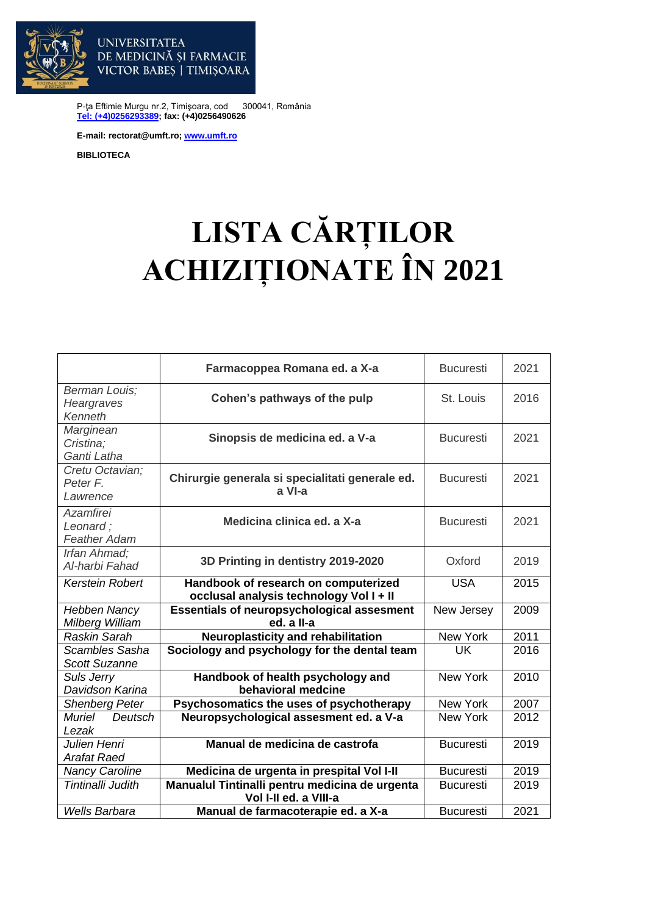UNIVERSITATEA DE MEDICINĂ ŞI FARMACIE VICTOR BABEŞ | TIMIŞOARA

P-ța Eftimie Murgu nr.2, Timişoara, cod 300041, România
**Tel: (+4)0256293389; fax: (+4)0256490626**

**E-mail: rectorat@umft.ro; www.umft.ro**

**BIBLIOTECA**

# LISTA CĂRȚILOR ACHIZIȚIONATE ÎN 2021

| | | | |
|---|---|---|---|
| | **Farmacoppea Romana ed. a X-a** | Bucuresti | 2021 |
| *Berman Louis; Heargraves Kenneth* | **Cohen's pathways of the pulp** | St. Louis | 2016 |
| *Marginean Cristina; Ganti Latha* | **Sinopsis de medicina ed. a V-a** | Bucuresti | 2021 |
| *Cretu Octavian; Peter F. Lawrence* | **Chirurgie generala si specialitati generale ed. a VI-a** | Bucuresti | 2021 |
| *Azamfirei Leonard ; Feather Adam* | **Medicina clinica ed. a X-a** | Bucuresti | 2021 |
| *Irfan Ahmad; Al-harbi Fahad* | **3D Printing in dentistry 2019-2020** | Oxford | 2019 |
| *Kerstein Robert* | **Handbook of research on computerized occlusal analysis technology Vol I + II** | USA | 2015 |
| *Hebben Nancy Milberg William* | **Essentials of neuropsychological assesment ed. a II-a** | New Jersey | 2009 |
| *Raskin Sarah* | **Neuroplasticity and rehabilitation** | New York | 2011 |
| *Scambles Sasha Scott Suzanne* | **Sociology and psychology for the dental team** | UK | 2016 |
| *Suls Jerry Davidson Karina* | **Handbook of health psychology and behavioral medcine** | New York | 2010 |
| *Shenberg Peter* | **Psychosomatics the uses of psychotherapy** | New York | 2007 |
| *Muriel Deutsch Lezak* | **Neuropsychological assesment ed. a V-a** | New York | 2012 |
| *Julien Henri Arafat Raed* | **Manual de medicina de castrofa** | Bucuresti | 2019 |
| *Nancy Caroline* | **Medicina de urgenta in prespital Vol I-II** | Bucuresti | 2019 |
| *Tintinalli Judith* | **Manualul Tintinalli pentru medicina de urgenta Vol I-II ed. a VIII-a** | Bucuresti | 2019 |
| *Wells Barbara* | **Manual de farmacoterapie ed. a X-a** | Bucuresti | 2021 |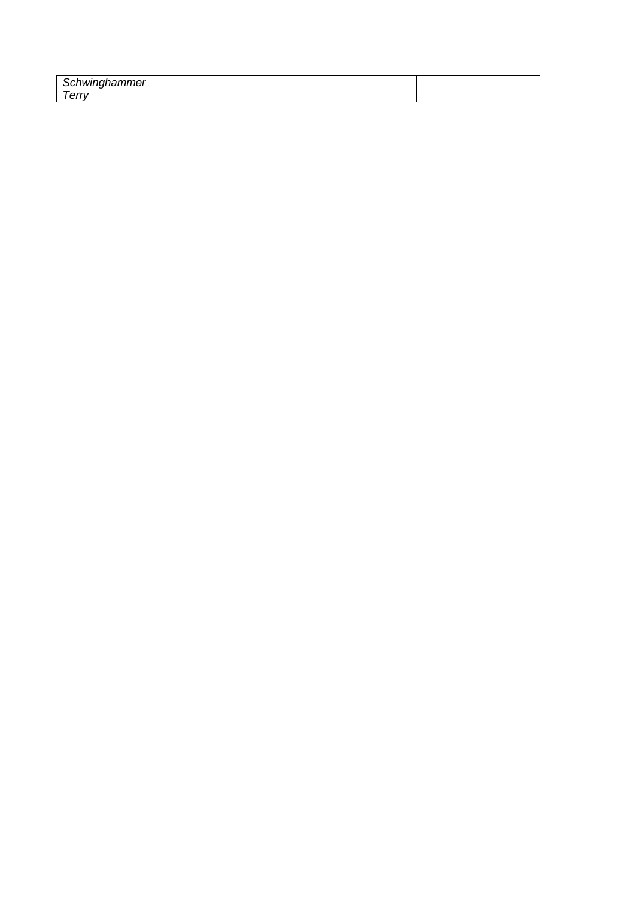| | | | |
|---|---|---|---|
| *Schwinghammer Terry* | | | |